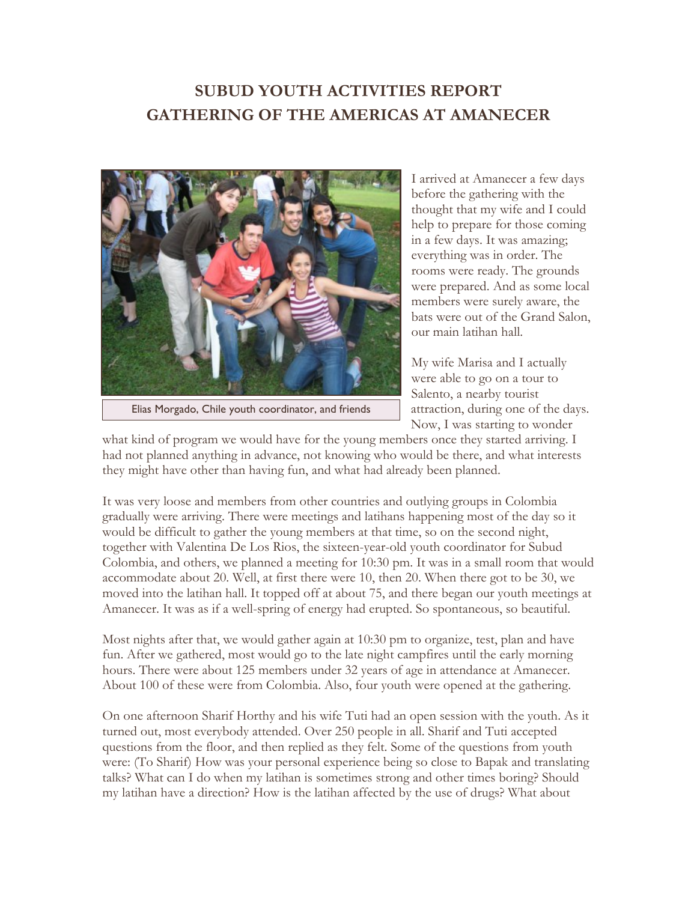# SUBUD YOUTH ACTIVITIES REPORT
# GATHERING OF THE AMERICAS AT AMANECER

Elias Morgado, Chile youth coordinator, and friends

I arrived at Amanecer a few days before the gathering with the thought that my wife and I could help to prepare for those coming in a few days. It was amazing; everything was in order. The rooms were ready. The grounds were prepared. And as some local members were surely aware, the bats were out of the Grand Salon, our main latihan hall.

My wife Marisa and I actually were able to go on a tour to Salento, a nearby tourist attraction, during one of the days. Now, I was starting to wonder what kind of program we would have for the young members once they started arriving. I had not planned anything in advance, not knowing who would be there, and what interests they might have other than having fun, and what had already been planned.

It was very loose and members from other countries and outlying groups in Colombia gradually were arriving. There were meetings and latihans happening most of the day so it would be difficult to gather the young members at that time, so on the second night, together with Valentina De Los Rios, the sixteen-year-old youth coordinator for Subud Colombia, and others, we planned a meeting for 10:30 pm. It was in a small room that would accommodate about 20. Well, at first there were 10, then 20. When there got to be 30, we moved into the latihan hall. It topped off at about 75, and there began our youth meetings at Amanecer. It was as if a well-spring of energy had erupted. So spontaneous, so beautiful.

Most nights after that, we would gather again at 10:30 pm to organize, test, plan and have fun. After we gathered, most would go to the late night campfires until the early morning hours. There were about 125 members under 32 years of age in attendance at Amanecer. About 100 of these were from Colombia. Also, four youth were opened at the gathering.

On one afternoon Sharif Horthy and his wife Tuti had an open session with the youth. As it turned out, most everybody attended. Over 250 people in all. Sharif and Tuti accepted questions from the floor, and then replied as they felt. Some of the questions from youth were: (To Sharif) How was your personal experience being so close to Bapak and translating talks? What can I do when my latihan is sometimes strong and other times boring? Should my latihan have a direction? How is the latihan affected by the use of drugs? What about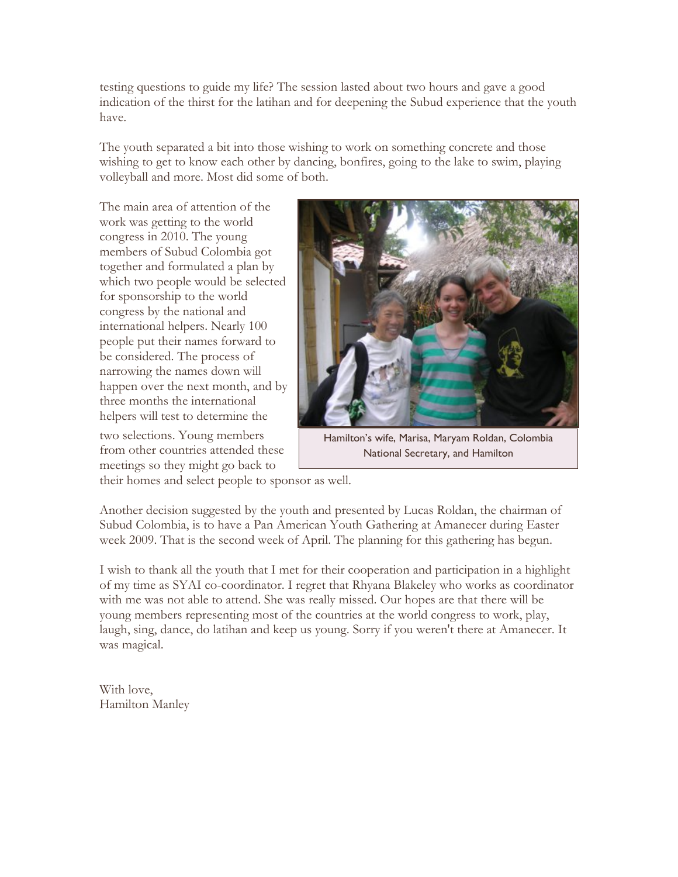testing questions to guide my life? The session lasted about two hours and gave a good indication of the thirst for the latihan and for deepening the Subud experience that the youth have.

The youth separated a bit into those wishing to work on something concrete and those wishing to get to know each other by dancing, bonfires, going to the lake to swim, playing volleyball and more. Most did some of both.

The main area of attention of the work was getting to the world congress in 2010. The young members of Subud Colombia got together and formulated a plan by which two people would be selected for sponsorship to the world congress by the national and international helpers. Nearly 100 people put their names forward to be considered. The process of narrowing the names down will happen over the next month, and by three months the international helpers will test to determine the two selections. Young members from other countries attended these meetings so they might go back to their homes and select people to sponsor as well.

Hamilton's wife, Marisa, Maryam Roldan, Colombia National Secretary, and Hamilton

Another decision suggested by the youth and presented by Lucas Roldan, the chairman of Subud Colombia, is to have a Pan American Youth Gathering at Amanecer during Easter week 2009. That is the second week of April. The planning for this gathering has begun.

I wish to thank all the youth that I met for their cooperation and participation in a highlight of my time as SYAI co-coordinator. I regret that Rhyana Blakeley who works as coordinator with me was not able to attend. She was really missed. Our hopes are that there will be young members representing most of the countries at the world congress to work, play, laugh, sing, dance, do latihan and keep us young. Sorry if you weren't there at Amanecer. It was magical.

With love,
Hamilton Manley